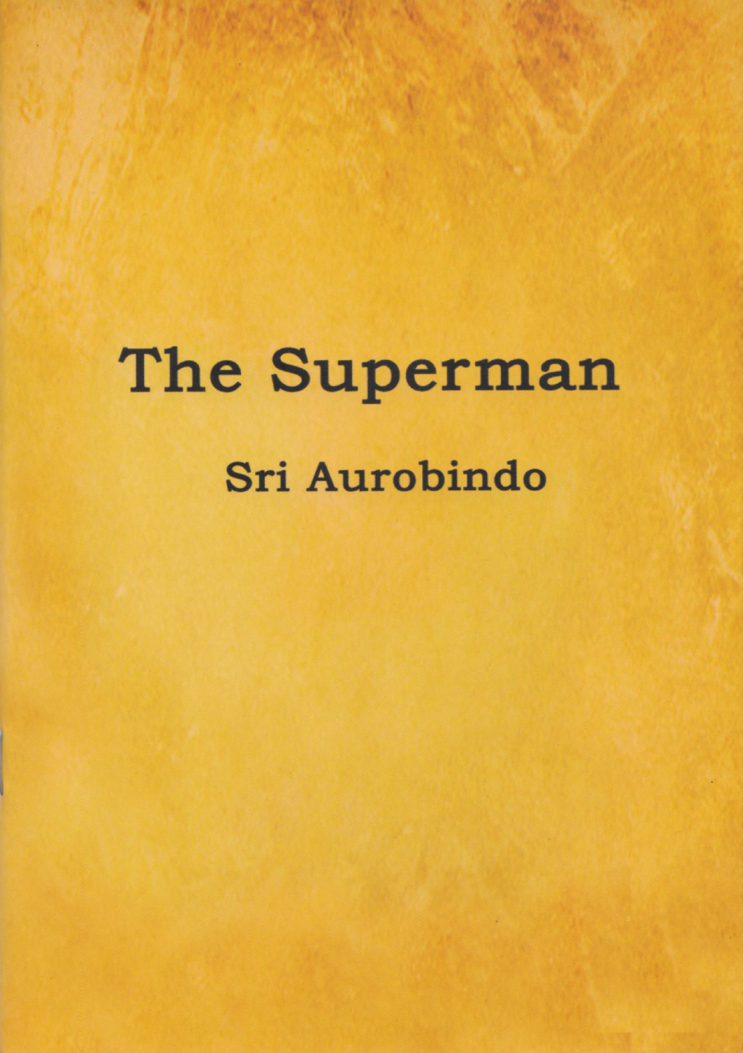# The Superman

## Sri Aurobindo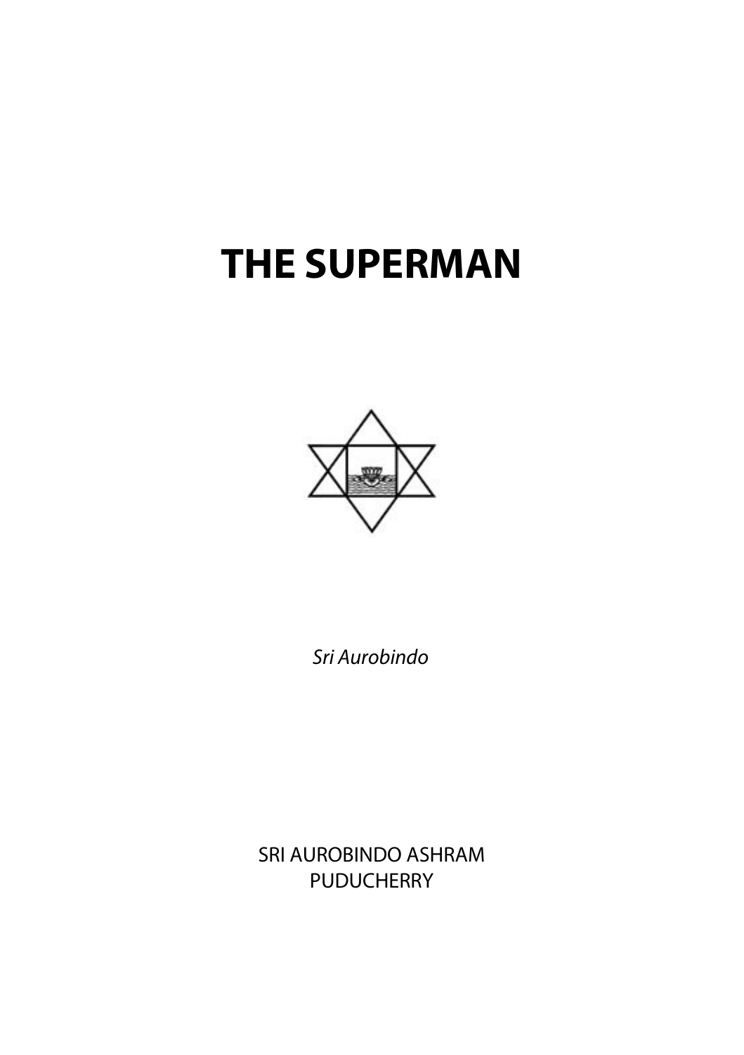# THE SUPERMAN

*Sri Aurobindo*

SRI AUROBINDO ASHRAM
PUDUCHERRY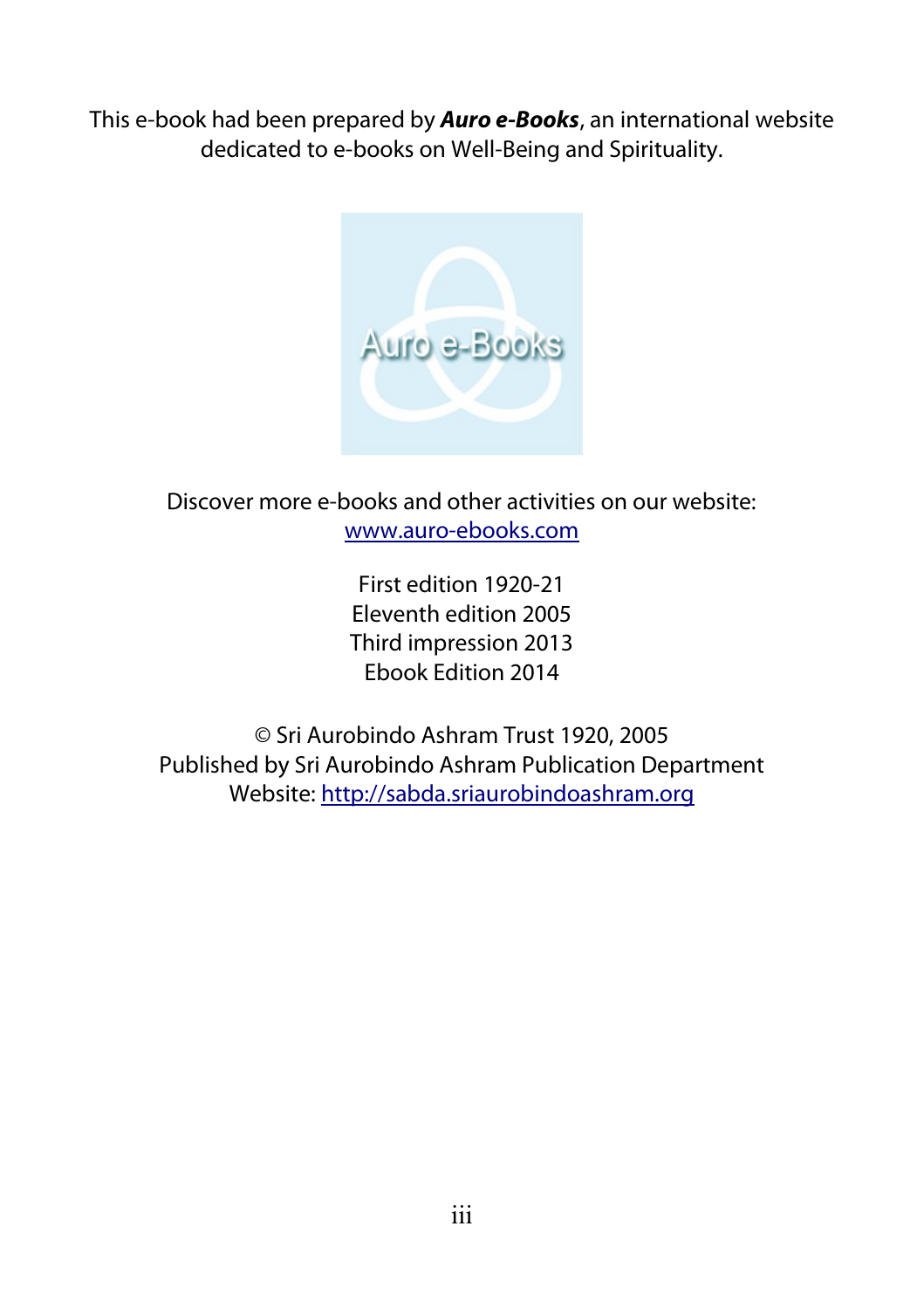This e-book had been prepared by ***Auro e-Books***, an international website dedicated to e-books on Well-Being and Spirituality.

Discover more e-books and other activities on our website:
[www.auro-ebooks.com](http://www.auro-ebooks.com)

First edition 1920-21
Eleventh edition 2005
Third impression 2013
Ebook Edition 2014

© Sri Aurobindo Ashram Trust 1920, 2005
Published by Sri Aurobindo Ashram Publication Department
Website: [http://sabda.sriaurobindoashram.org](http://sabda.sriaurobindoashram.org)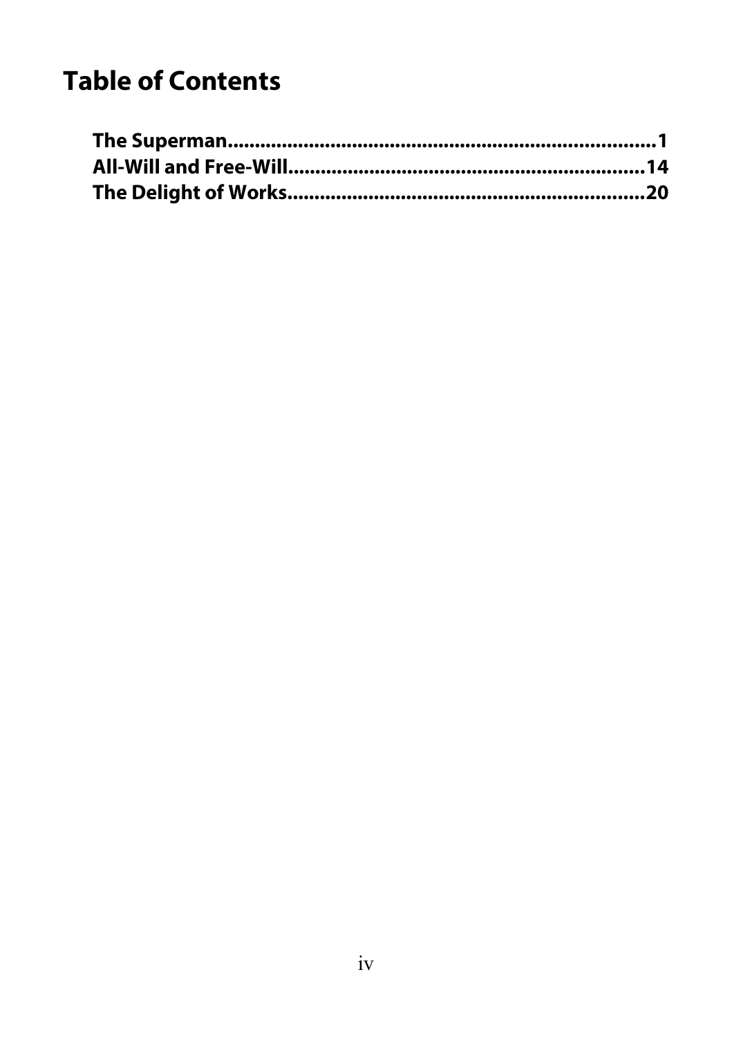# Table of Contents

**The Superman....................................................................1**
**All-Will and Free-Will......................................................14**
**The Delight of Works.......................................................20**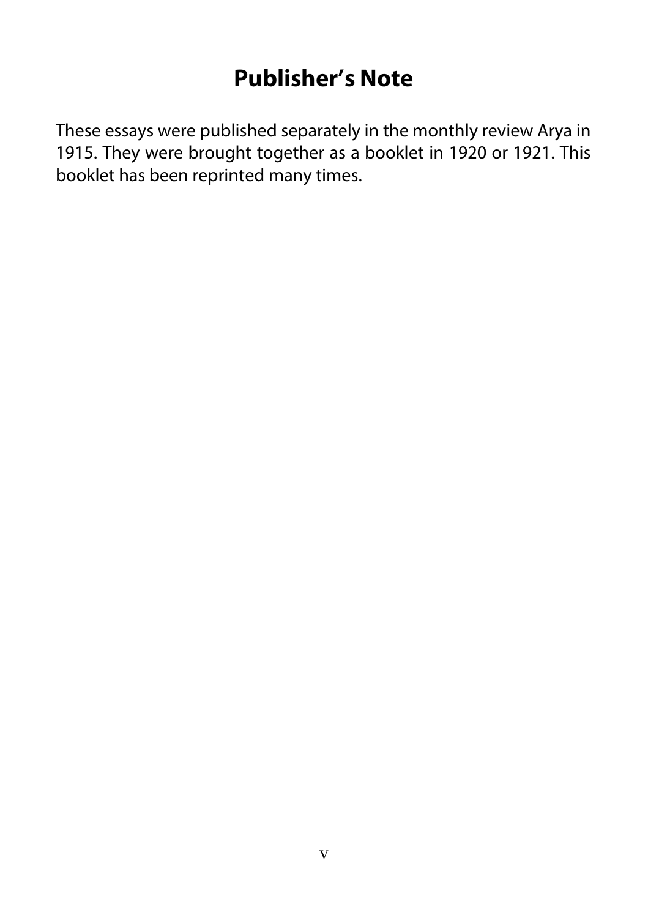# Publisher's Note

These essays were published separately in the monthly review Arya in 1915. They were brought together as a booklet in 1920 or 1921. This booklet has been reprinted many times.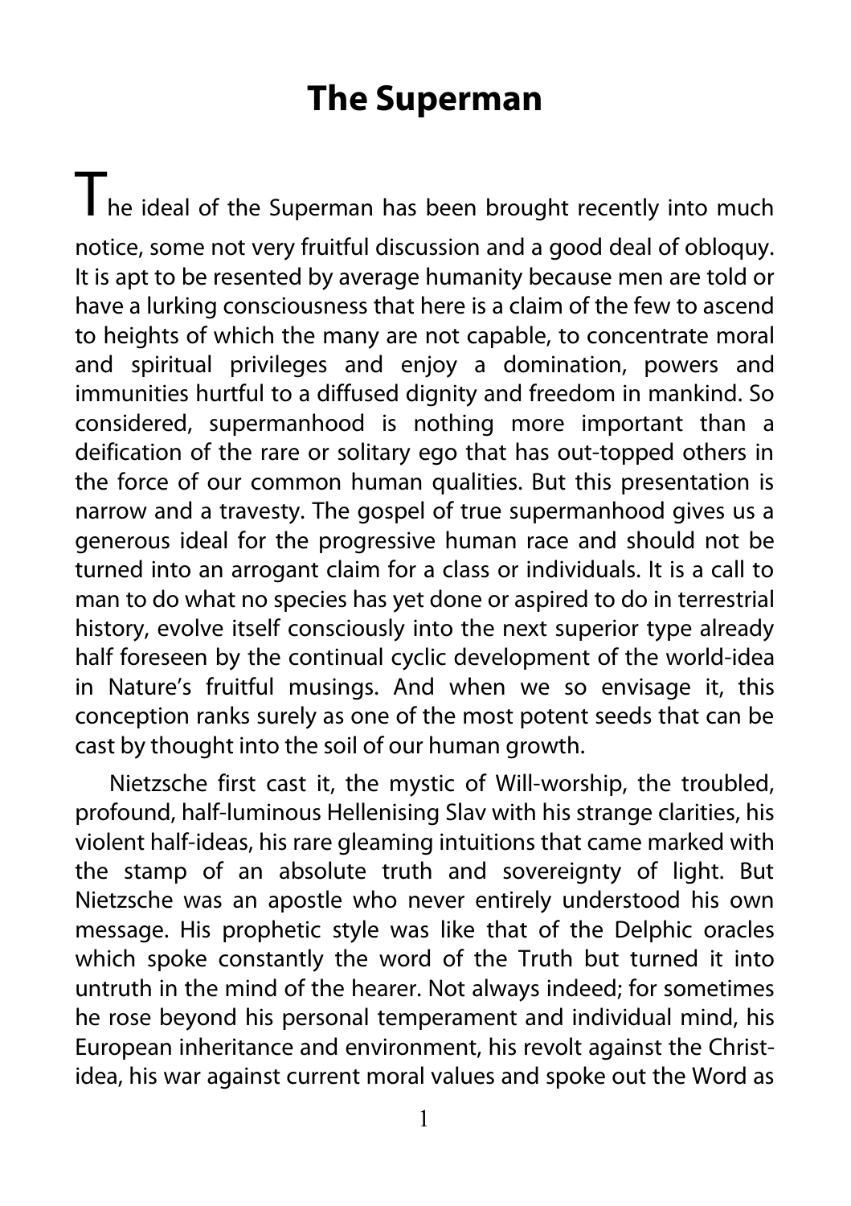# The Superman

The ideal of the Superman has been brought recently into much notice, some not very fruitful discussion and a good deal of obloquy. It is apt to be resented by average humanity because men are told or have a lurking consciousness that here is a claim of the few to ascend to heights of which the many are not capable, to concentrate moral and spiritual privileges and enjoy a domination, powers and immunities hurtful to a diffused dignity and freedom in mankind. So considered, supermanhood is nothing more important than a deification of the rare or solitary ego that has out-topped others in the force of our common human qualities. But this presentation is narrow and a travesty. The gospel of true supermanhood gives us a generous ideal for the progressive human race and should not be turned into an arrogant claim for a class or individuals. It is a call to man to do what no species has yet done or aspired to do in terrestrial history, evolve itself consciously into the next superior type already half foreseen by the continual cyclic development of the world-idea in Nature's fruitful musings. And when we so envisage it, this conception ranks surely as one of the most potent seeds that can be cast by thought into the soil of our human growth.

Nietzsche first cast it, the mystic of Will-worship, the troubled, profound, half-luminous Hellenising Slav with his strange clarities, his violent half-ideas, his rare gleaming intuitions that came marked with the stamp of an absolute truth and sovereignty of light. But Nietzsche was an apostle who never entirely understood his own message. His prophetic style was like that of the Delphic oracles which spoke constantly the word of the Truth but turned it into untruth in the mind of the hearer. Not always indeed; for sometimes he rose beyond his personal temperament and individual mind, his European inheritance and environment, his revolt against the Christ-idea, his war against current moral values and spoke out the Word as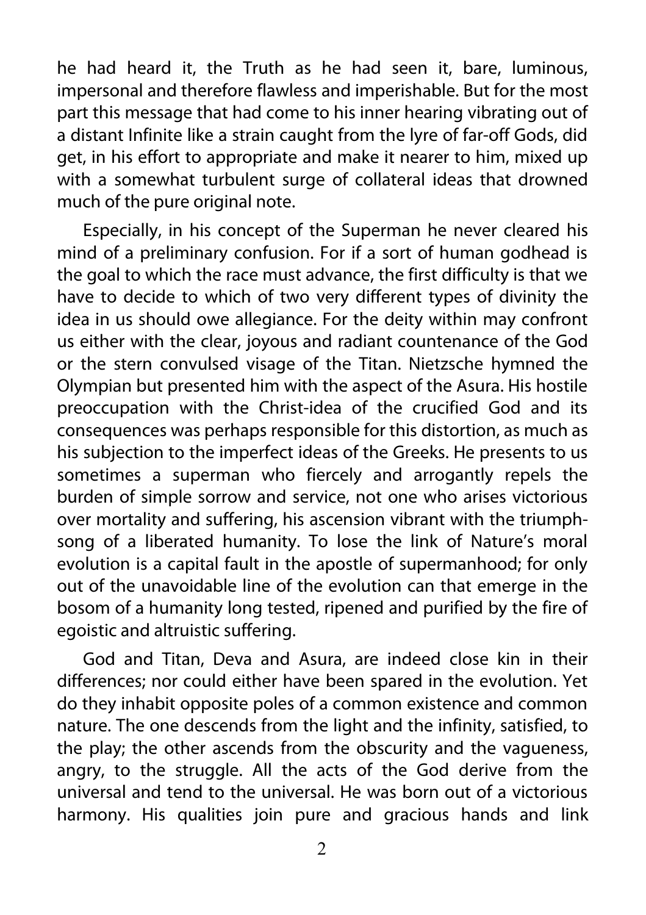he had heard it, the Truth as he had seen it, bare, luminous, impersonal and therefore flawless and imperishable. But for the most part this message that had come to his inner hearing vibrating out of a distant Infinite like a strain caught from the lyre of far-off Gods, did get, in his effort to appropriate and make it nearer to him, mixed up with a somewhat turbulent surge of collateral ideas that drowned much of the pure original note.

Especially, in his concept of the Superman he never cleared his mind of a preliminary confusion. For if a sort of human godhead is the goal to which the race must advance, the first difficulty is that we have to decide to which of two very different types of divinity the idea in us should owe allegiance. For the deity within may confront us either with the clear, joyous and radiant countenance of the God or the stern convulsed visage of the Titan. Nietzsche hymned the Olympian but presented him with the aspect of the Asura. His hostile preoccupation with the Christ-idea of the crucified God and its consequences was perhaps responsible for this distortion, as much as his subjection to the imperfect ideas of the Greeks. He presents to us sometimes a superman who fiercely and arrogantly repels the burden of simple sorrow and service, not one who arises victorious over mortality and suffering, his ascension vibrant with the triumph-song of a liberated humanity. To lose the link of Nature's moral evolution is a capital fault in the apostle of supermanhood; for only out of the unavoidable line of the evolution can that emerge in the bosom of a humanity long tested, ripened and purified by the fire of egoistic and altruistic suffering.

God and Titan, Deva and Asura, are indeed close kin in their differences; nor could either have been spared in the evolution. Yet do they inhabit opposite poles of a common existence and common nature. The one descends from the light and the infinity, satisfied, to the play; the other ascends from the obscurity and the vagueness, angry, to the struggle. All the acts of the God derive from the universal and tend to the universal. He was born out of a victorious harmony. His qualities join pure and gracious hands and link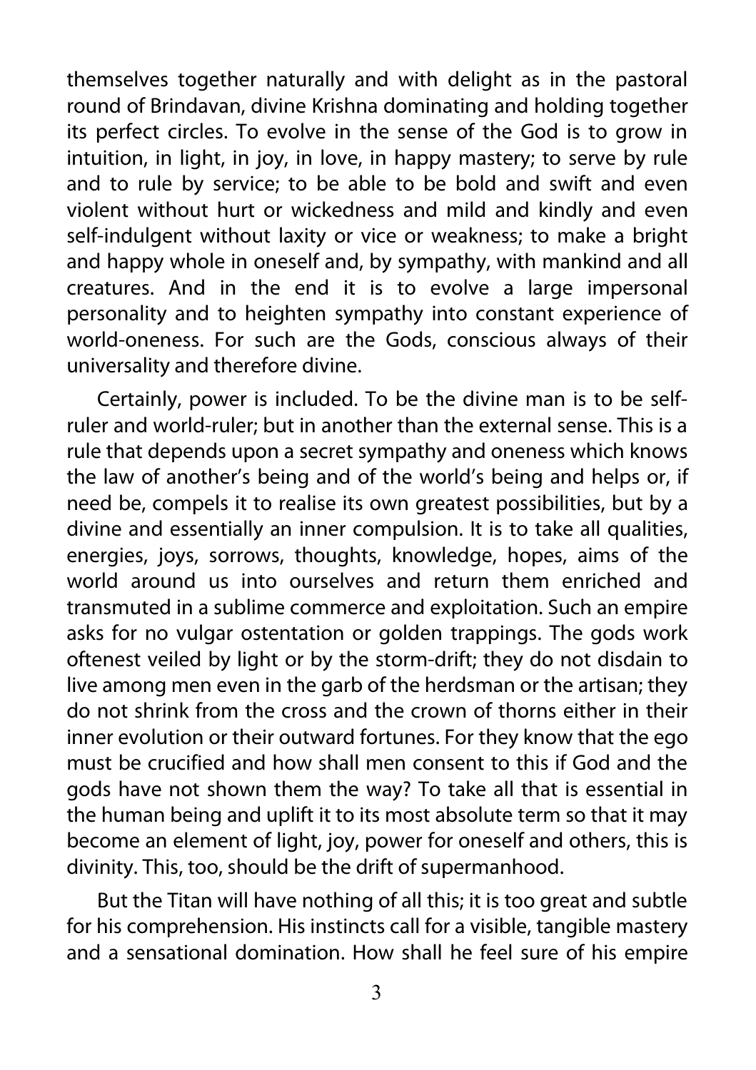themselves together naturally and with delight as in the pastoral round of Brindavan, divine Krishna dominating and holding together its perfect circles. To evolve in the sense of the God is to grow in intuition, in light, in joy, in love, in happy mastery; to serve by rule and to rule by service; to be able to be bold and swift and even violent without hurt or wickedness and mild and kindly and even self-indulgent without laxity or vice or weakness; to make a bright and happy whole in oneself and, by sympathy, with mankind and all creatures. And in the end it is to evolve a large impersonal personality and to heighten sympathy into constant experience of world-oneness. For such are the Gods, conscious always of their universality and therefore divine.

Certainly, power is included. To be the divine man is to be self-ruler and world-ruler; but in another than the external sense. This is a rule that depends upon a secret sympathy and oneness which knows the law of another's being and of the world's being and helps or, if need be, compels it to realise its own greatest possibilities, but by a divine and essentially an inner compulsion. It is to take all qualities, energies, joys, sorrows, thoughts, knowledge, hopes, aims of the world around us into ourselves and return them enriched and transmuted in a sublime commerce and exploitation. Such an empire asks for no vulgar ostentation or golden trappings. The gods work oftenest veiled by light or by the storm-drift; they do not disdain to live among men even in the garb of the herdsman or the artisan; they do not shrink from the cross and the crown of thorns either in their inner evolution or their outward fortunes. For they know that the ego must be crucified and how shall men consent to this if God and the gods have not shown them the way? To take all that is essential in the human being and uplift it to its most absolute term so that it may become an element of light, joy, power for oneself and others, this is divinity. This, too, should be the drift of supermanhood.

But the Titan will have nothing of all this; it is too great and subtle for his comprehension. His instincts call for a visible, tangible mastery and a sensational domination. How shall he feel sure of his empire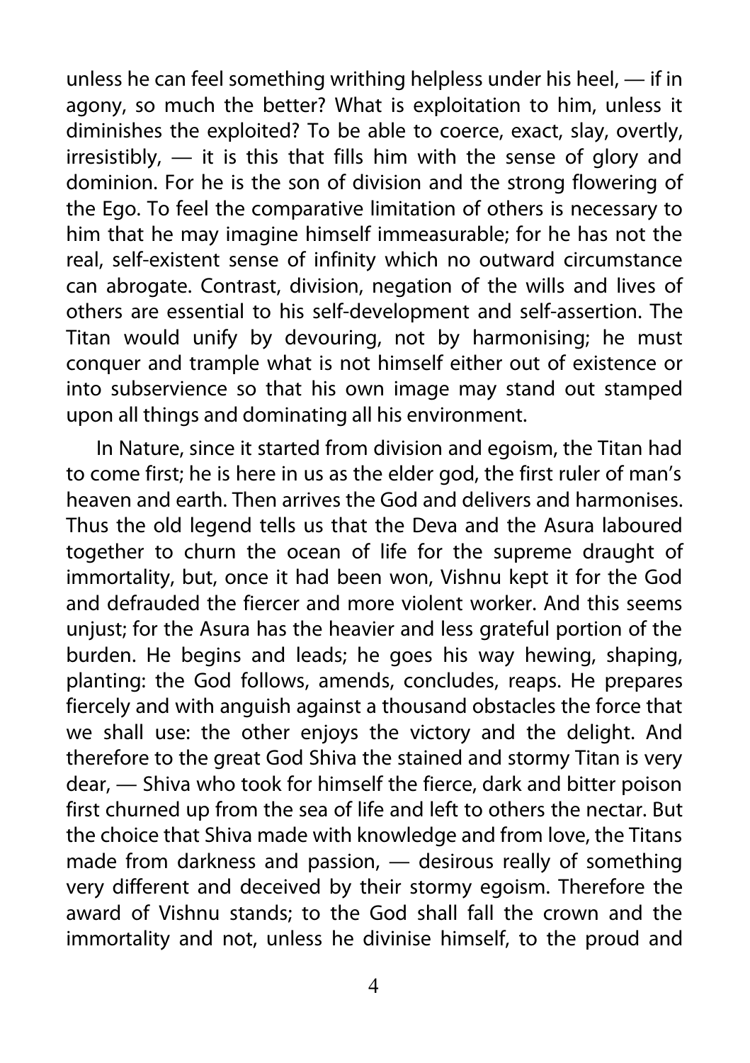unless he can feel something writhing helpless under his heel, — if in agony, so much the better? What is exploitation to him, unless it diminishes the exploited? To be able to coerce, exact, slay, overtly, irresistibly, — it is this that fills him with the sense of glory and dominion. For he is the son of division and the strong flowering of the Ego. To feel the comparative limitation of others is necessary to him that he may imagine himself immeasurable; for he has not the real, self-existent sense of infinity which no outward circumstance can abrogate. Contrast, division, negation of the wills and lives of others are essential to his self-development and self-assertion. The Titan would unify by devouring, not by harmonising; he must conquer and trample what is not himself either out of existence or into subservience so that his own image may stand out stamped upon all things and dominating all his environment.

In Nature, since it started from division and egoism, the Titan had to come first; he is here in us as the elder god, the first ruler of man's heaven and earth. Then arrives the God and delivers and harmonises. Thus the old legend tells us that the Deva and the Asura laboured together to churn the ocean of life for the supreme draught of immortality, but, once it had been won, Vishnu kept it for the God and defrauded the fiercer and more violent worker. And this seems unjust; for the Asura has the heavier and less grateful portion of the burden. He begins and leads; he goes his way hewing, shaping, planting: the God follows, amends, concludes, reaps. He prepares fiercely and with anguish against a thousand obstacles the force that we shall use: the other enjoys the victory and the delight. And therefore to the great God Shiva the stained and stormy Titan is very dear, — Shiva who took for himself the fierce, dark and bitter poison first churned up from the sea of life and left to others the nectar. But the choice that Shiva made with knowledge and from love, the Titans made from darkness and passion, — desirous really of something very different and deceived by their stormy egoism. Therefore the award of Vishnu stands; to the God shall fall the crown and the immortality and not, unless he divinise himself, to the proud and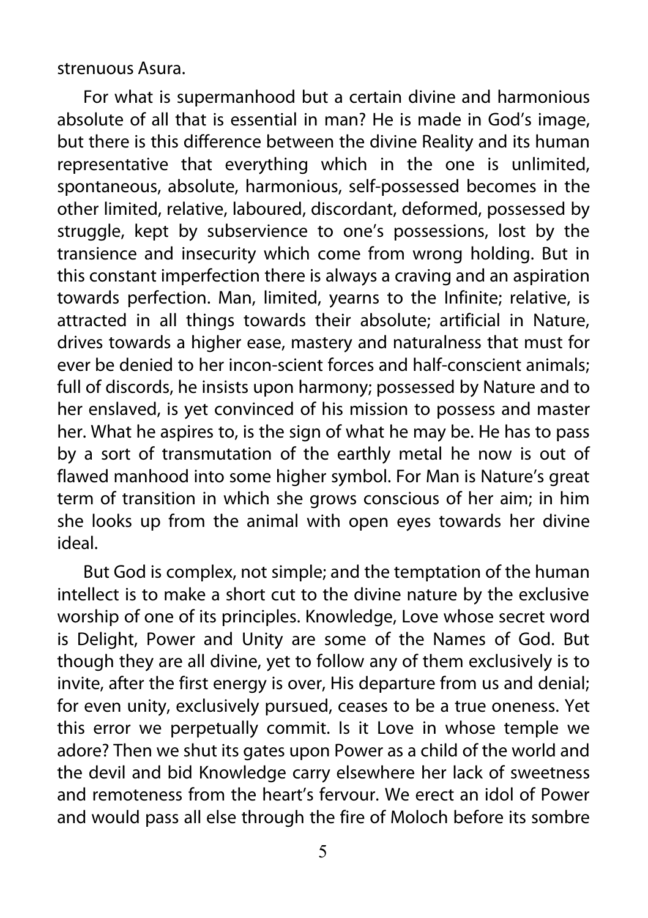strenuous Asura.

For what is supermanhood but a certain divine and harmonious absolute of all that is essential in man? He is made in God's image, but there is this difference between the divine Reality and its human representative that everything which in the one is unlimited, spontaneous, absolute, harmonious, self-possessed becomes in the other limited, relative, laboured, discordant, deformed, possessed by struggle, kept by subservience to one's possessions, lost by the transience and insecurity which come from wrong holding. But in this constant imperfection there is always a craving and an aspiration towards perfection. Man, limited, yearns to the Infinite; relative, is attracted in all things towards their absolute; artificial in Nature, drives towards a higher ease, mastery and naturalness that must for ever be denied to her incon-scient forces and half-conscient animals; full of discords, he insists upon harmony; possessed by Nature and to her enslaved, is yet convinced of his mission to possess and master her. What he aspires to, is the sign of what he may be. He has to pass by a sort of transmutation of the earthly metal he now is out of flawed manhood into some higher symbol. For Man is Nature's great term of transition in which she grows conscious of her aim; in him she looks up from the animal with open eyes towards her divine ideal.

But God is complex, not simple; and the temptation of the human intellect is to make a short cut to the divine nature by the exclusive worship of one of its principles. Knowledge, Love whose secret word is Delight, Power and Unity are some of the Names of God. But though they are all divine, yet to follow any of them exclusively is to invite, after the first energy is over, His departure from us and denial; for even unity, exclusively pursued, ceases to be a true oneness. Yet this error we perpetually commit. Is it Love in whose temple we adore? Then we shut its gates upon Power as a child of the world and the devil and bid Knowledge carry elsewhere her lack of sweetness and remoteness from the heart's fervour. We erect an idol of Power and would pass all else through the fire of Moloch before its sombre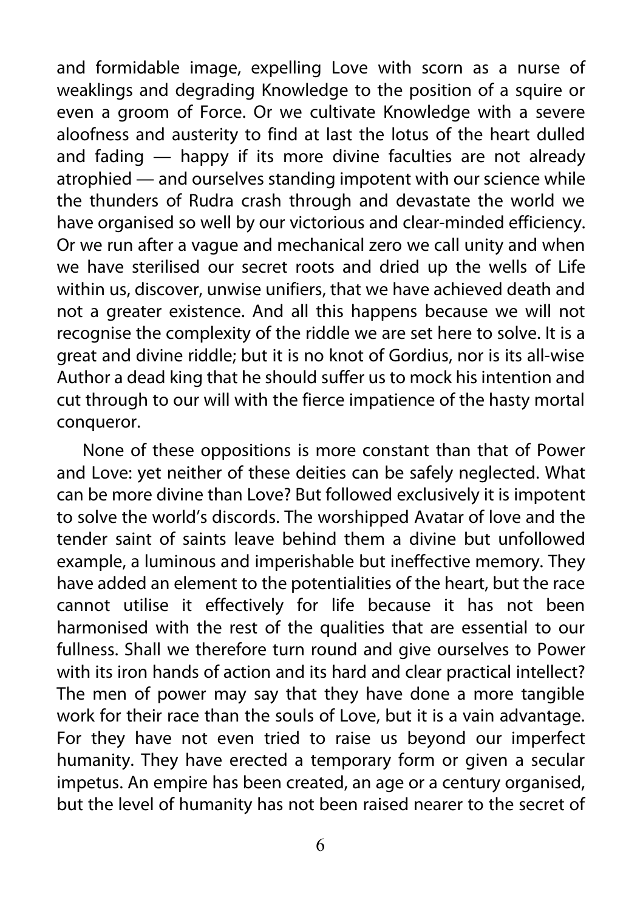and formidable image, expelling Love with scorn as a nurse of weaklings and degrading Knowledge to the position of a squire or even a groom of Force. Or we cultivate Knowledge with a severe aloofness and austerity to find at last the lotus of the heart dulled and fading — happy if its more divine faculties are not already atrophied — and ourselves standing impotent with our science while the thunders of Rudra crash through and devastate the world we have organised so well by our victorious and clear-minded efficiency. Or we run after a vague and mechanical zero we call unity and when we have sterilised our secret roots and dried up the wells of Life within us, discover, unwise unifiers, that we have achieved death and not a greater existence. And all this happens because we will not recognise the complexity of the riddle we are set here to solve. It is a great and divine riddle; but it is no knot of Gordius, nor is its all-wise Author a dead king that he should suffer us to mock his intention and cut through to our will with the fierce impatience of the hasty mortal conqueror.

None of these oppositions is more constant than that of Power and Love: yet neither of these deities can be safely neglected. What can be more divine than Love? But followed exclusively it is impotent to solve the world's discords. The worshipped Avatar of love and the tender saint of saints leave behind them a divine but unfollowed example, a luminous and imperishable but ineffective memory. They have added an element to the potentialities of the heart, but the race cannot utilise it effectively for life because it has not been harmonised with the rest of the qualities that are essential to our fullness. Shall we therefore turn round and give ourselves to Power with its iron hands of action and its hard and clear practical intellect? The men of power may say that they have done a more tangible work for their race than the souls of Love, but it is a vain advantage. For they have not even tried to raise us beyond our imperfect humanity. They have erected a temporary form or given a secular impetus. An empire has been created, an age or a century organised, but the level of humanity has not been raised nearer to the secret of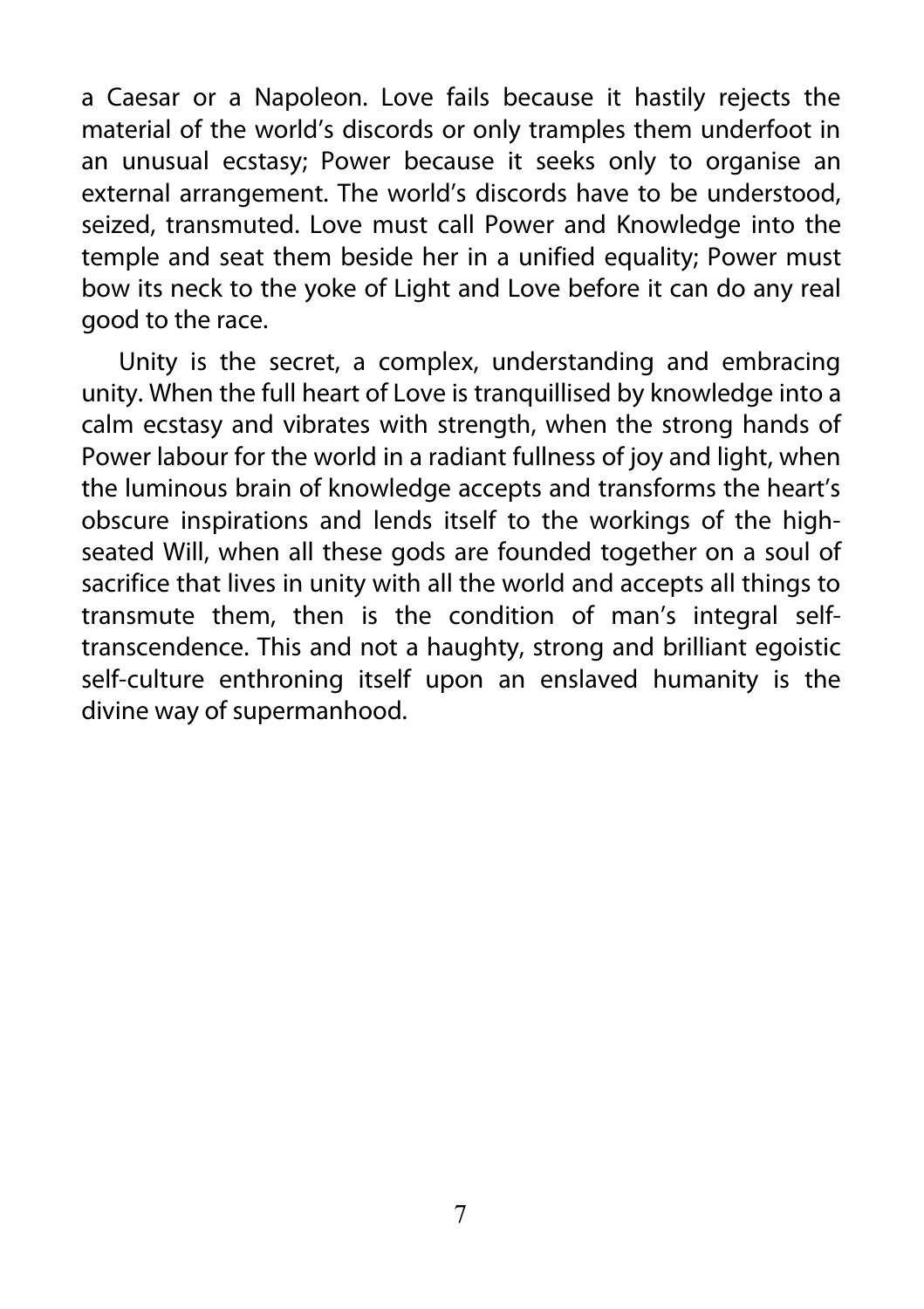a Caesar or a Napoleon. Love fails because it hastily rejects the material of the world's discords or only tramples them underfoot in an unusual ecstasy; Power because it seeks only to organise an external arrangement. The world's discords have to be understood, seized, transmuted. Love must call Power and Knowledge into the temple and seat them beside her in a unified equality; Power must bow its neck to the yoke of Light and Love before it can do any real good to the race.

Unity is the secret, a complex, understanding and embracing unity. When the full heart of Love is tranquillised by knowledge into a calm ecstasy and vibrates with strength, when the strong hands of Power labour for the world in a radiant fullness of joy and light, when the luminous brain of knowledge accepts and transforms the heart's obscure inspirations and lends itself to the workings of the high-seated Will, when all these gods are founded together on a soul of sacrifice that lives in unity with all the world and accepts all things to transmute them, then is the condition of man's integral self-transcendence. This and not a haughty, strong and brilliant egoistic self-culture enthroning itself upon an enslaved humanity is the divine way of supermanhood.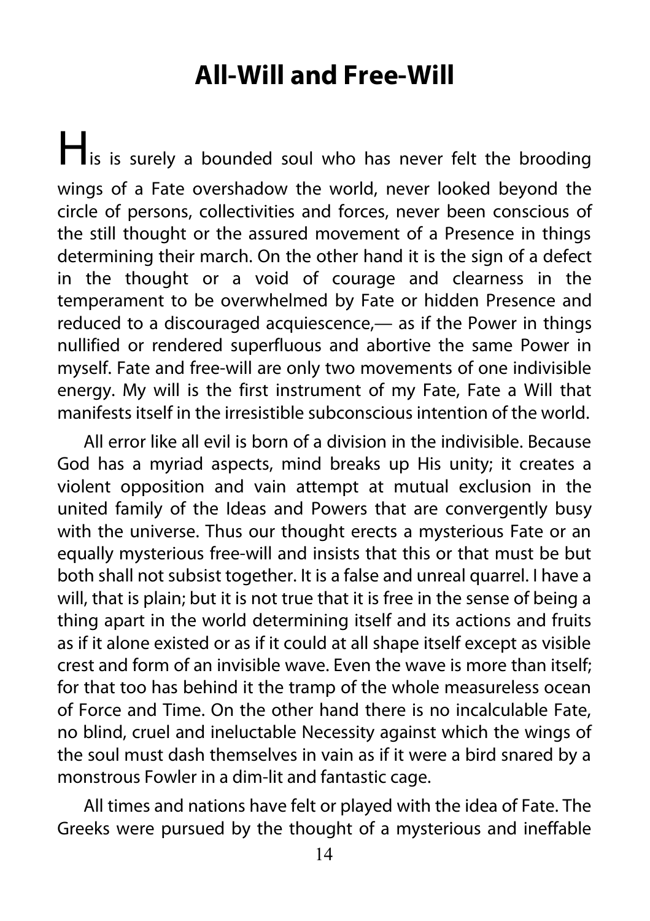# All-Will and Free-Will

His is surely a bounded soul who has never felt the brooding wings of a Fate overshadow the world, never looked beyond the circle of persons, collectivities and forces, never been conscious of the still thought or the assured movement of a Presence in things determining their march. On the other hand it is the sign of a defect in the thought or a void of courage and clearness in the temperament to be overwhelmed by Fate or hidden Presence and reduced to a discouraged acquiescence,— as if the Power in things nullified or rendered superfluous and abortive the same Power in myself. Fate and free-will are only two movements of one indivisible energy. My will is the first instrument of my Fate, Fate a Will that manifests itself in the irresistible subconscious intention of the world.

All error like all evil is born of a division in the indivisible. Because God has a myriad aspects, mind breaks up His unity; it creates a violent opposition and vain attempt at mutual exclusion in the united family of the Ideas and Powers that are convergently busy with the universe. Thus our thought erects a mysterious Fate or an equally mysterious free-will and insists that this or that must be but both shall not subsist together. It is a false and unreal quarrel. I have a will, that is plain; but it is not true that it is free in the sense of being a thing apart in the world determining itself and its actions and fruits as if it alone existed or as if it could at all shape itself except as visible crest and form of an invisible wave. Even the wave is more than itself; for that too has behind it the tramp of the whole measureless ocean of Force and Time. On the other hand there is no incalculable Fate, no blind, cruel and ineluctable Necessity against which the wings of the soul must dash themselves in vain as if it were a bird snared by a monstrous Fowler in a dim-lit and fantastic cage.

All times and nations have felt or played with the idea of Fate. The Greeks were pursued by the thought of a mysterious and ineffable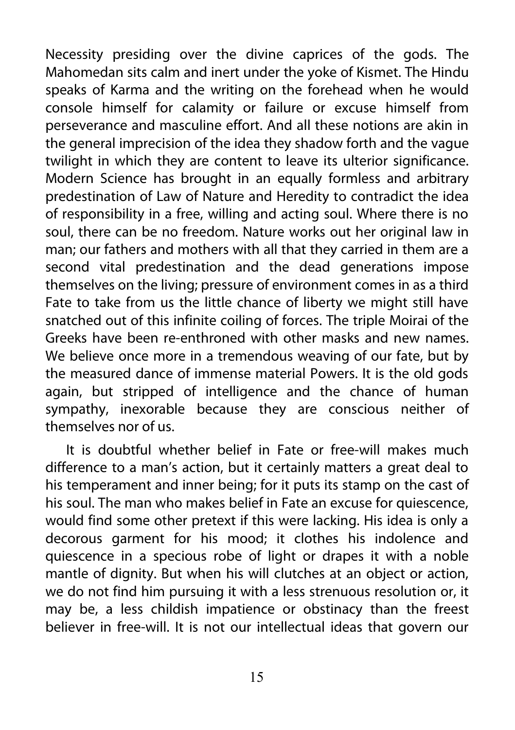Necessity presiding over the divine caprices of the gods. The Mahomedan sits calm and inert under the yoke of Kismet. The Hindu speaks of Karma and the writing on the forehead when he would console himself for calamity or failure or excuse himself from perseverance and masculine effort. And all these notions are akin in the general imprecision of the idea they shadow forth and the vague twilight in which they are content to leave its ulterior significance. Modern Science has brought in an equally formless and arbitrary predestination of Law of Nature and Heredity to contradict the idea of responsibility in a free, willing and acting soul. Where there is no soul, there can be no freedom. Nature works out her original law in man; our fathers and mothers with all that they carried in them are a second vital predestination and the dead generations impose themselves on the living; pressure of environment comes in as a third Fate to take from us the little chance of liberty we might still have snatched out of this infinite coiling of forces. The triple Moirai of the Greeks have been re-enthroned with other masks and new names. We believe once more in a tremendous weaving of our fate, but by the measured dance of immense material Powers. It is the old gods again, but stripped of intelligence and the chance of human sympathy, inexorable because they are conscious neither of themselves nor of us.

It is doubtful whether belief in Fate or free-will makes much difference to a man's action, but it certainly matters a great deal to his temperament and inner being; for it puts its stamp on the cast of his soul. The man who makes belief in Fate an excuse for quiescence, would find some other pretext if this were lacking. His idea is only a decorous garment for his mood; it clothes his indolence and quiescence in a specious robe of light or drapes it with a noble mantle of dignity. But when his will clutches at an object or action, we do not find him pursuing it with a less strenuous resolution or, it may be, a less childish impatience or obstinacy than the freest believer in free-will. It is not our intellectual ideas that govern our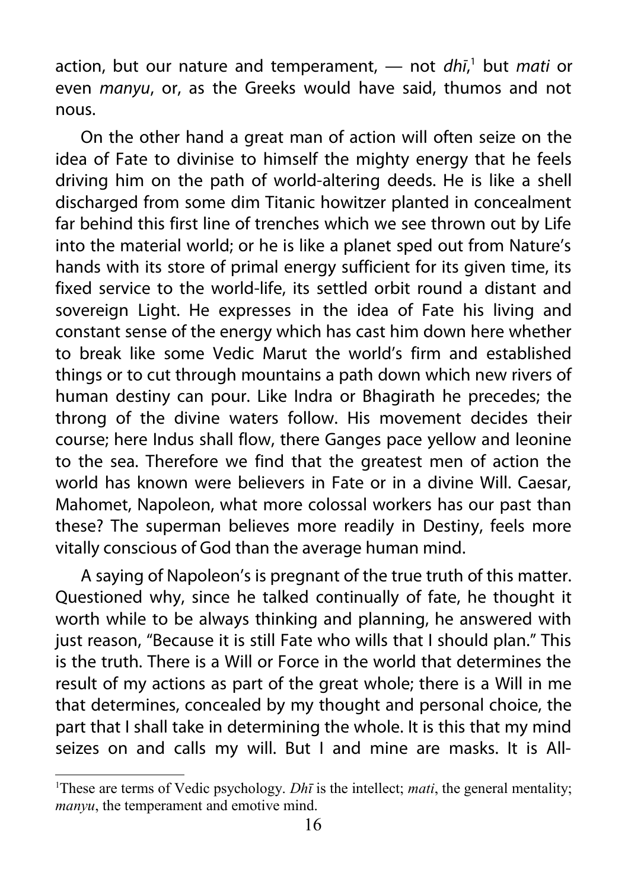action, but our nature and temperament, — not *dhī*,[1] but *mati* or even *manyu*, or, as the Greeks would have said, thumos and not nous.

On the other hand a great man of action will often seize on the idea of Fate to divinise to himself the mighty energy that he feels driving him on the path of world-altering deeds. He is like a shell discharged from some dim Titanic howitzer planted in concealment far behind this first line of trenches which we see thrown out by Life into the material world; or he is like a planet sped out from Nature's hands with its store of primal energy sufficient for its given time, its fixed service to the world-life, its settled orbit round a distant and sovereign Light. He expresses in the idea of Fate his living and constant sense of the energy which has cast him down here whether to break like some Vedic Marut the world's firm and established things or to cut through mountains a path down which new rivers of human destiny can pour. Like Indra or Bhagirath he precedes; the throng of the divine waters follow. His movement decides their course; here Indus shall flow, there Ganges pace yellow and leonine to the sea. Therefore we find that the greatest men of action the world has known were believers in Fate or in a divine Will. Caesar, Mahomet, Napoleon, what more colossal workers has our past than these? The superman believes more readily in Destiny, feels more vitally conscious of God than the average human mind.

A saying of Napoleon's is pregnant of the true truth of this matter. Questioned why, since he talked continually of fate, he thought it worth while to be always thinking and planning, he answered with just reason, "Because it is still Fate who wills that I should plan." This is the truth. There is a Will or Force in the world that determines the result of my actions as part of the great whole; there is a Will in me that determines, concealed by my thought and personal choice, the part that I shall take in determining the whole. It is this that my mind seizes on and calls my will. But I and mine are masks. It is All-

[1] These are terms of Vedic psychology. *Dhī* is the intellect; *mati*, the general mentality; *manyu*, the temperament and emotive mind.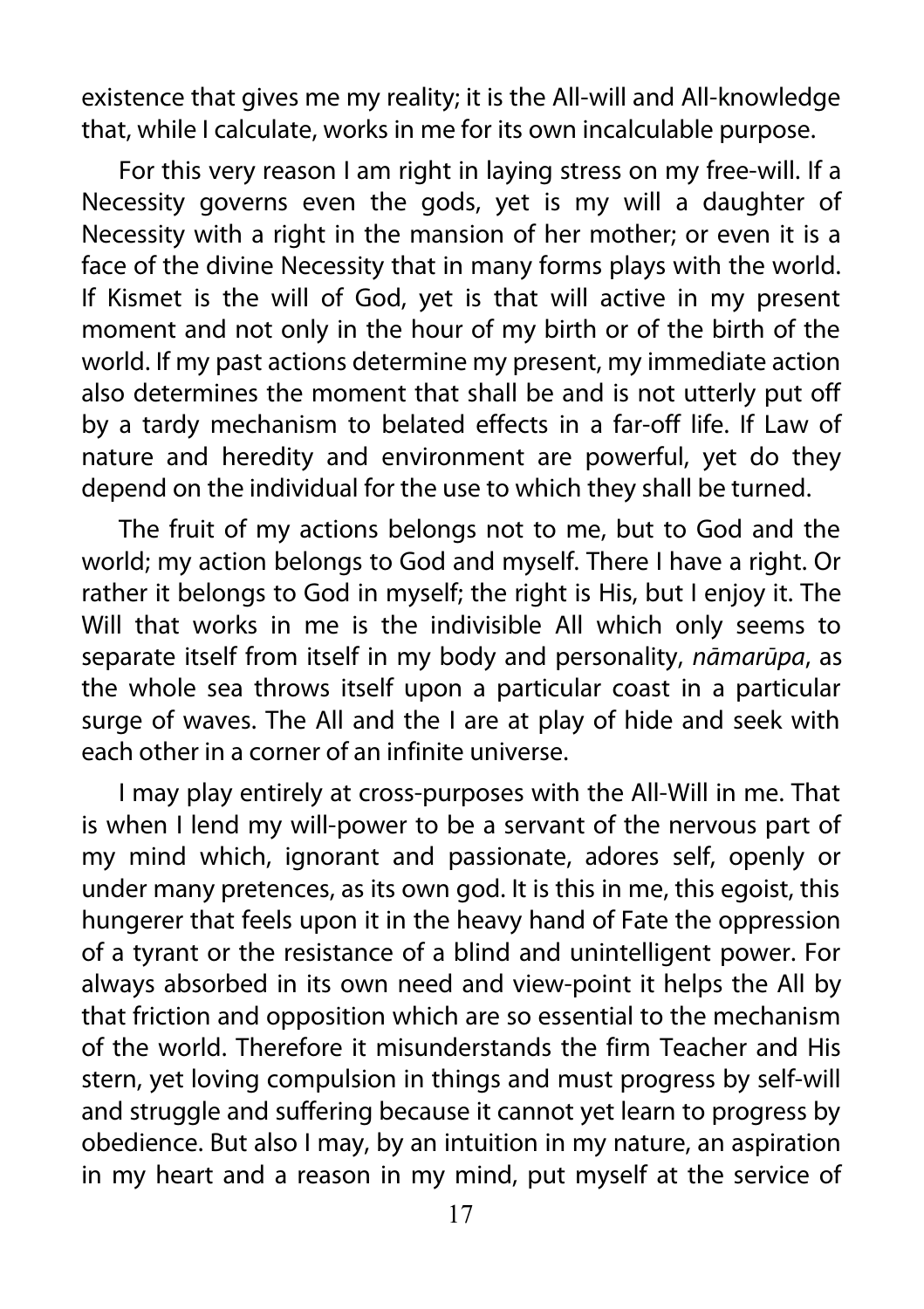existence that gives me my reality; it is the All-will and All-knowledge that, while I calculate, works in me for its own incalculable purpose.

For this very reason I am right in laying stress on my free-will. If a Necessity governs even the gods, yet is my will a daughter of Necessity with a right in the mansion of her mother; or even it is a face of the divine Necessity that in many forms plays with the world. If Kismet is the will of God, yet is that will active in my present moment and not only in the hour of my birth or of the birth of the world. If my past actions determine my present, my immediate action also determines the moment that shall be and is not utterly put off by a tardy mechanism to belated effects in a far-off life. If Law of nature and heredity and environment are powerful, yet do they depend on the individual for the use to which they shall be turned.

The fruit of my actions belongs not to me, but to God and the world; my action belongs to God and myself. There I have a right. Or rather it belongs to God in myself; the right is His, but I enjoy it. The Will that works in me is the indivisible All which only seems to separate itself from itself in my body and personality, *nāmarūpa*, as the whole sea throws itself upon a particular coast in a particular surge of waves. The All and the I are at play of hide and seek with each other in a corner of an infinite universe.

I may play entirely at cross-purposes with the All-Will in me. That is when I lend my will-power to be a servant of the nervous part of my mind which, ignorant and passionate, adores self, openly or under many pretences, as its own god. It is this in me, this egoist, this hungerer that feels upon it in the heavy hand of Fate the oppression of a tyrant or the resistance of a blind and unintelligent power. For always absorbed in its own need and view-point it helps the All by that friction and opposition which are so essential to the mechanism of the world. Therefore it misunderstands the firm Teacher and His stern, yet loving compulsion in things and must progress by self-will and struggle and suffering because it cannot yet learn to progress by obedience. But also I may, by an intuition in my nature, an aspiration in my heart and a reason in my mind, put myself at the service of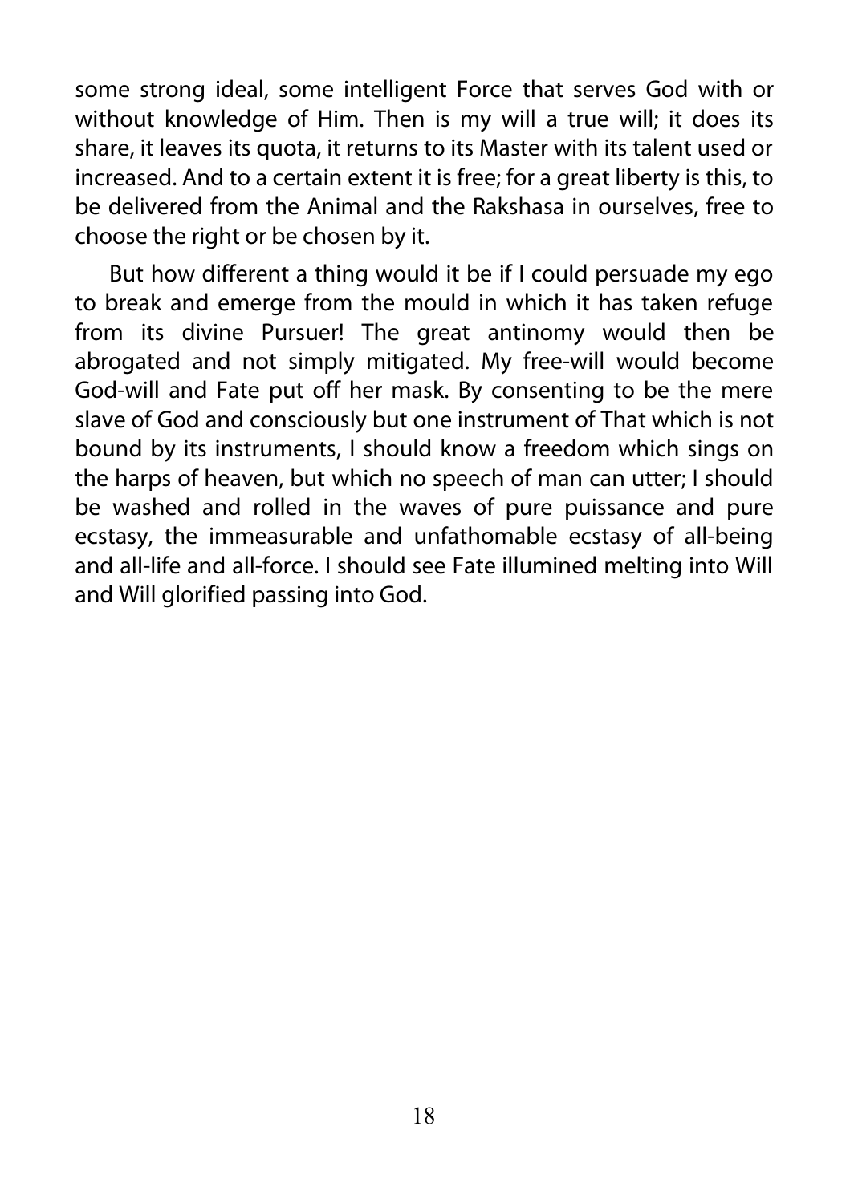some strong ideal, some intelligent Force that serves God with or without knowledge of Him. Then is my will a true will; it does its share, it leaves its quota, it returns to its Master with its talent used or increased. And to a certain extent it is free; for a great liberty is this, to be delivered from the Animal and the Rakshasa in ourselves, free to choose the right or be chosen by it.

But how different a thing would it be if I could persuade my ego to break and emerge from the mould in which it has taken refuge from its divine Pursuer! The great antinomy would then be abrogated and not simply mitigated. My free-will would become God-will and Fate put off her mask. By consenting to be the mere slave of God and consciously but one instrument of That which is not bound by its instruments, I should know a freedom which sings on the harps of heaven, but which no speech of man can utter; I should be washed and rolled in the waves of pure puissance and pure ecstasy, the immeasurable and unfathomable ecstasy of all-being and all-life and all-force. I should see Fate illumined melting into Will and Will glorified passing into God.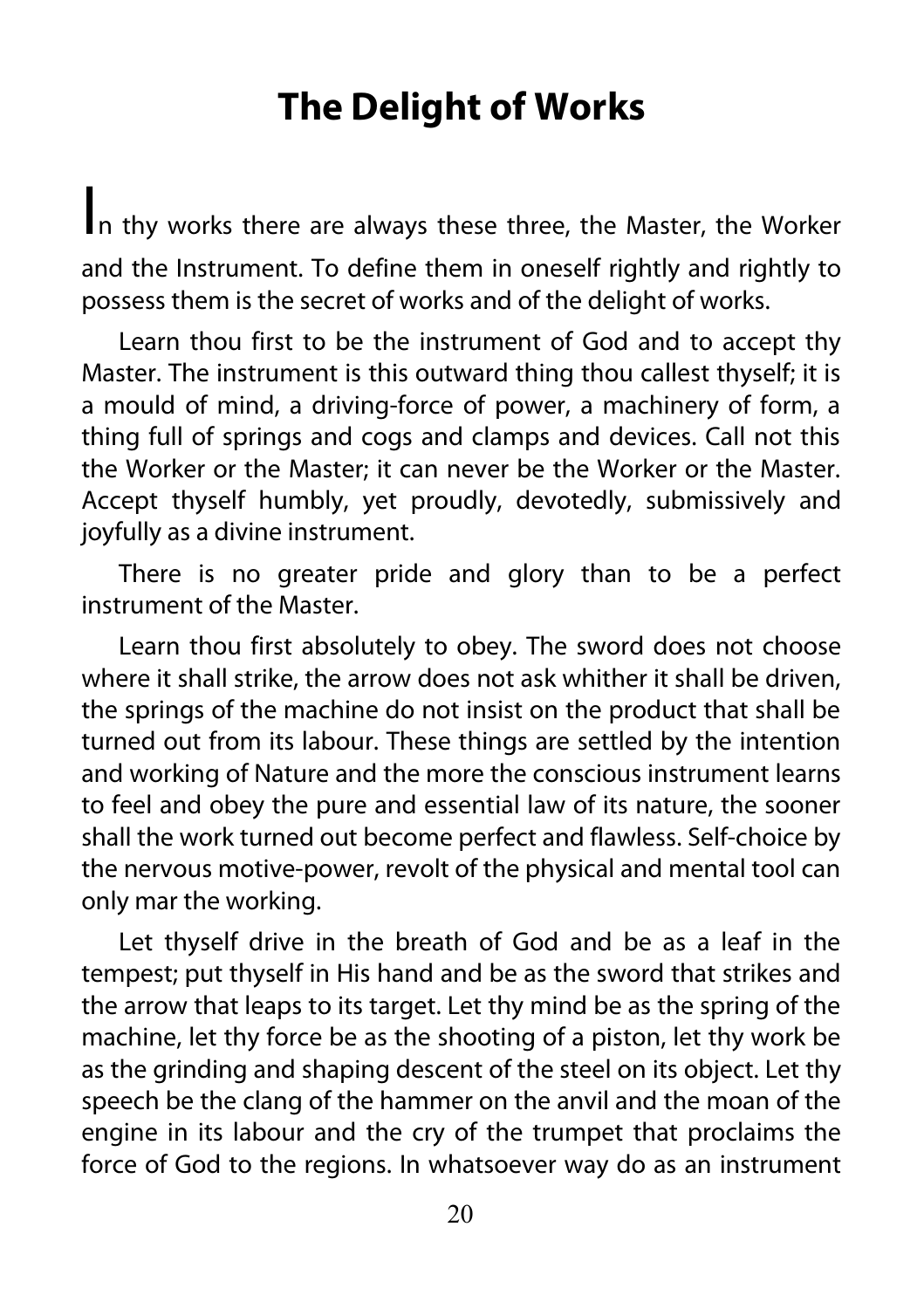# The Delight of Works

In thy works there are always these three, the Master, the Worker and the Instrument. To define them in oneself rightly and rightly to possess them is the secret of works and of the delight of works.

Learn thou first to be the instrument of God and to accept thy Master. The instrument is this outward thing thou callest thyself; it is a mould of mind, a driving-force of power, a machinery of form, a thing full of springs and cogs and clamps and devices. Call not this the Worker or the Master; it can never be the Worker or the Master. Accept thyself humbly, yet proudly, devotedly, submissively and joyfully as a divine instrument.

There is no greater pride and glory than to be a perfect instrument of the Master.

Learn thou first absolutely to obey. The sword does not choose where it shall strike, the arrow does not ask whither it shall be driven, the springs of the machine do not insist on the product that shall be turned out from its labour. These things are settled by the intention and working of Nature and the more the conscious instrument learns to feel and obey the pure and essential law of its nature, the sooner shall the work turned out become perfect and flawless. Self-choice by the nervous motive-power, revolt of the physical and mental tool can only mar the working.

Let thyself drive in the breath of God and be as a leaf in the tempest; put thyself in His hand and be as the sword that strikes and the arrow that leaps to its target. Let thy mind be as the spring of the machine, let thy force be as the shooting of a piston, let thy work be as the grinding and shaping descent of the steel on its object. Let thy speech be the clang of the hammer on the anvil and the moan of the engine in its labour and the cry of the trumpet that proclaims the force of God to the regions. In whatsoever way do as an instrument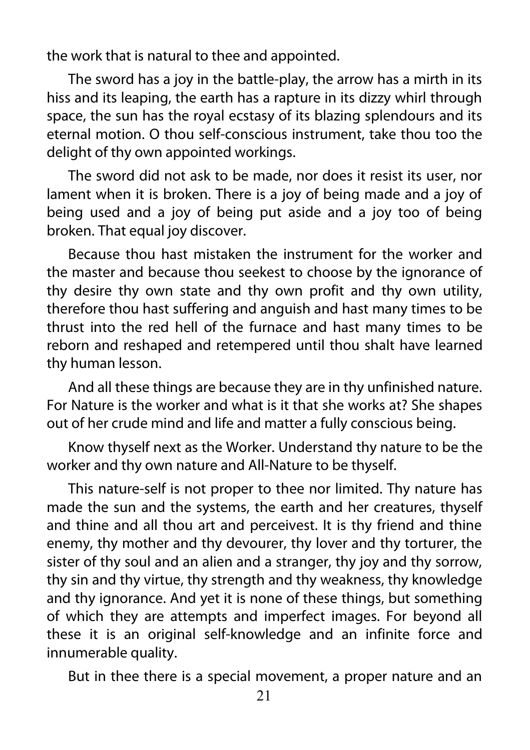the work that is natural to thee and appointed.

The sword has a joy in the battle-play, the arrow has a mirth in its hiss and its leaping, the earth has a rapture in its dizzy whirl through space, the sun has the royal ecstasy of its blazing splendours and its eternal motion. O thou self-conscious instrument, take thou too the delight of thy own appointed workings.

The sword did not ask to be made, nor does it resist its user, nor lament when it is broken. There is a joy of being made and a joy of being used and a joy of being put aside and a joy too of being broken. That equal joy discover.

Because thou hast mistaken the instrument for the worker and the master and because thou seekest to choose by the ignorance of thy desire thy own state and thy own profit and thy own utility, therefore thou hast suffering and anguish and hast many times to be thrust into the red hell of the furnace and hast many times to be reborn and reshaped and retempered until thou shalt have learned thy human lesson.

And all these things are because they are in thy unfinished nature. For Nature is the worker and what is it that she works at? She shapes out of her crude mind and life and matter a fully conscious being.

Know thyself next as the Worker. Understand thy nature to be the worker and thy own nature and All-Nature to be thyself.

This nature-self is not proper to thee nor limited. Thy nature has made the sun and the systems, the earth and her creatures, thyself and thine and all thou art and perceivest. It is thy friend and thine enemy, thy mother and thy devourer, thy lover and thy torturer, the sister of thy soul and an alien and a stranger, thy joy and thy sorrow, thy sin and thy virtue, thy strength and thy weakness, thy knowledge and thy ignorance. And yet it is none of these things, but something of which they are attempts and imperfect images. For beyond all these it is an original self-knowledge and an infinite force and innumerable quality.

But in thee there is a special movement, a proper nature and an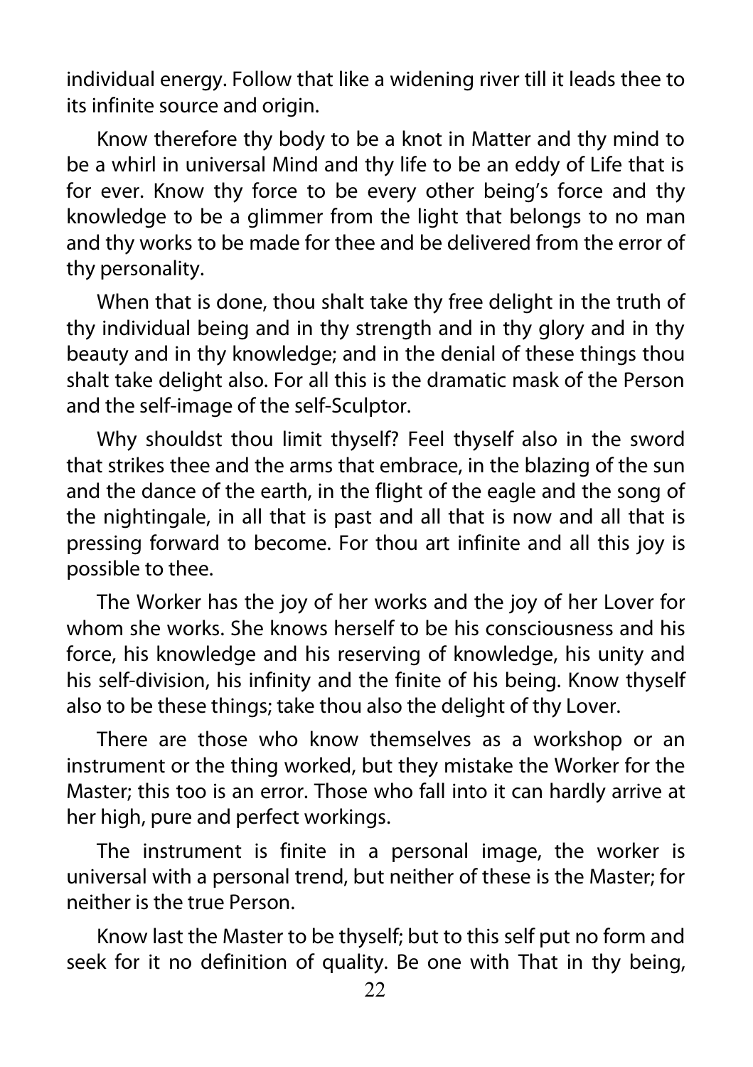individual energy. Follow that like a widening river till it leads thee to its infinite source and origin.

Know therefore thy body to be a knot in Matter and thy mind to be a whirl in universal Mind and thy life to be an eddy of Life that is for ever. Know thy force to be every other being's force and thy knowledge to be a glimmer from the light that belongs to no man and thy works to be made for thee and be delivered from the error of thy personality.

When that is done, thou shalt take thy free delight in the truth of thy individual being and in thy strength and in thy glory and in thy beauty and in thy knowledge; and in the denial of these things thou shalt take delight also. For all this is the dramatic mask of the Person and the self-image of the self-Sculptor.

Why shouldst thou limit thyself? Feel thyself also in the sword that strikes thee and the arms that embrace, in the blazing of the sun and the dance of the earth, in the flight of the eagle and the song of the nightingale, in all that is past and all that is now and all that is pressing forward to become. For thou art infinite and all this joy is possible to thee.

The Worker has the joy of her works and the joy of her Lover for whom she works. She knows herself to be his consciousness and his force, his knowledge and his reserving of knowledge, his unity and his self-division, his infinity and the finite of his being. Know thyself also to be these things; take thou also the delight of thy Lover.

There are those who know themselves as a workshop or an instrument or the thing worked, but they mistake the Worker for the Master; this too is an error. Those who fall into it can hardly arrive at her high, pure and perfect workings.

The instrument is finite in a personal image, the worker is universal with a personal trend, but neither of these is the Master; for neither is the true Person.

Know last the Master to be thyself; but to this self put no form and seek for it no definition of quality. Be one with That in thy being,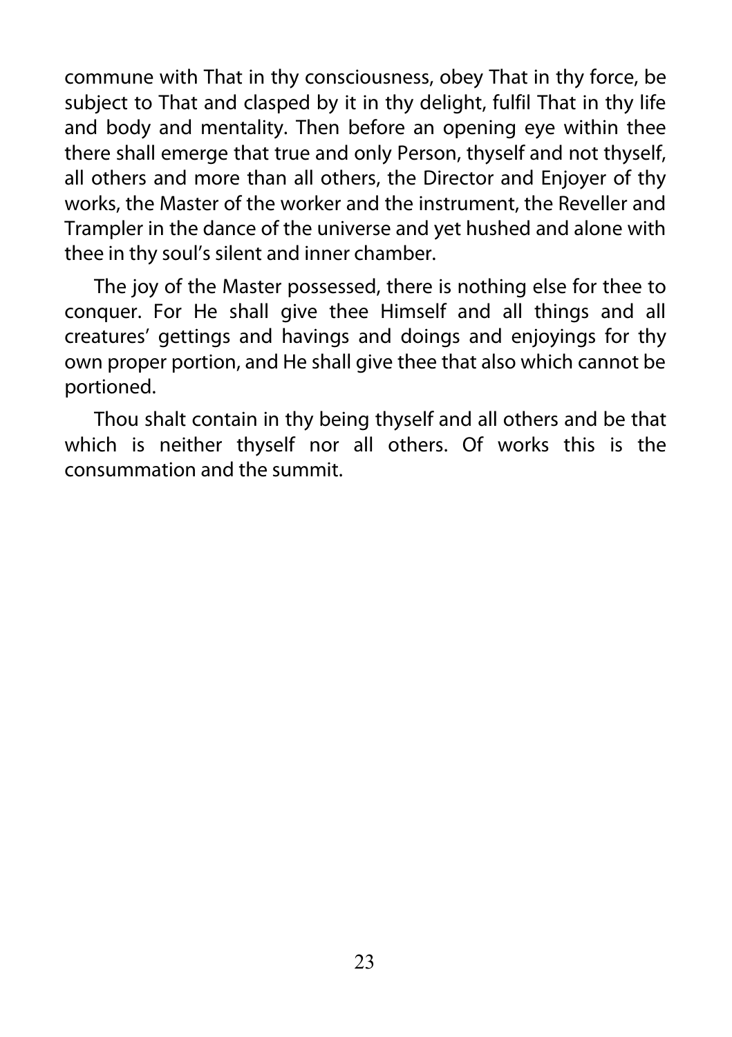commune with That in thy consciousness, obey That in thy force, be subject to That and clasped by it in thy delight, fulfil That in thy life and body and mentality. Then before an opening eye within thee there shall emerge that true and only Person, thyself and not thyself, all others and more than all others, the Director and Enjoyer of thy works, the Master of the worker and the instrument, the Reveller and Trampler in the dance of the universe and yet hushed and alone with thee in thy soul's silent and inner chamber.

The joy of the Master possessed, there is nothing else for thee to conquer. For He shall give thee Himself and all things and all creatures' gettings and havings and doings and enjoyings for thy own proper portion, and He shall give thee that also which cannot be portioned.

Thou shalt contain in thy being thyself and all others and be that which is neither thyself nor all others. Of works this is the consummation and the summit.